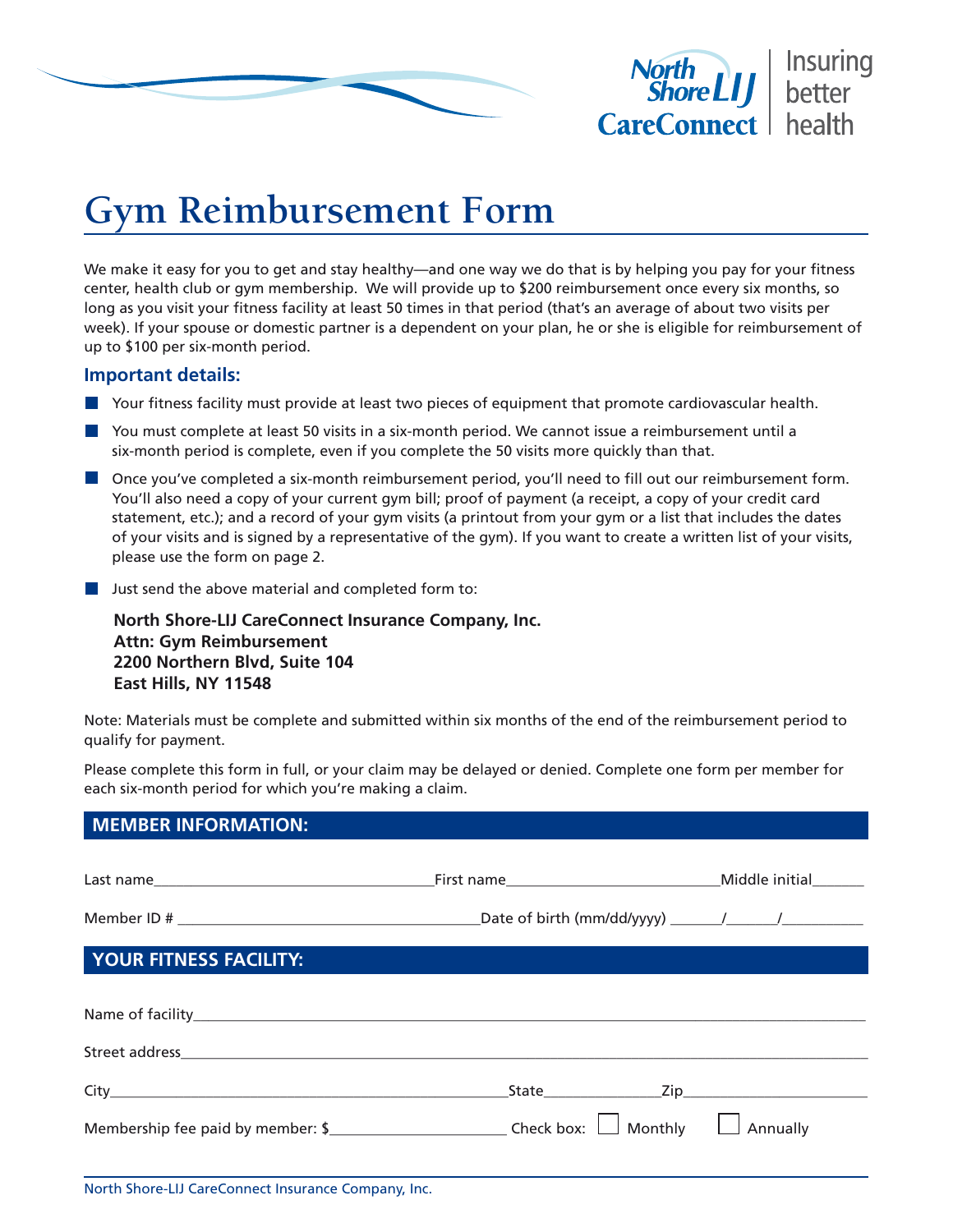North Shore LIJ CareConnect | Insuring better health

# Gym Reimbursement Form

We make it easy for you to get and stay healthy—and one way we do that is by helping you pay for your fitness center, health club or gym membership. We will provide up to $200 reimbursement once every six months, so long as you visit your fitness facility at least 50 times in that period (that's an average of about two visits per week). If your spouse or domestic partner is a dependent on your plan, he or she is eligible for reimbursement of up to $100 per six-month period.

### Important details:

- Your fitness facility must provide at least two pieces of equipment that promote cardiovascular health.
- You must complete at least 50 visits in a six-month period. We cannot issue a reimbursement until a six-month period is complete, even if you complete the 50 visits more quickly than that.
- Once you've completed a six-month reimbursement period, you'll need to fill out our reimbursement form. You'll also need a copy of your current gym bill; proof of payment (a receipt, a copy of your credit card statement, etc.); and a record of your gym visits (a printout from your gym or a list that includes the dates of your visits and is signed by a representative of the gym). If you want to create a written list of your visits, please use the form on page 2.
- Just send the above material and completed form to:

  **North Shore-LIJ CareConnect Insurance Company, Inc.**
  **Attn: Gym Reimbursement**
  **2200 Northern Blvd, Suite 104**
  **East Hills, NY 11548**

Note: Materials must be complete and submitted within six months of the end of the reimbursement period to qualify for payment.

Please complete this form in full, or your claim may be delayed or denied. Complete one form per member for each six-month period for which you're making a claim.

## MEMBER INFORMATION:

Last name\_\_\_\_\_\_\_\_\_\_\_\_\_\_\_\_\_\_\_\_ First name\_\_\_\_\_\_\_\_\_\_\_\_\_\_\_\_\_\_\_\_ Middle initial\_\_\_\_\_\_

Member ID # \_\_\_\_\_\_\_\_\_\_\_\_\_\_\_\_\_\_\_\_ Date of birth (mm/dd/yyyy) \_\_\_\_\_\_/\_\_\_\_\_\_/\_\_\_\_\_\_\_\_\_\_

## YOUR FITNESS FACILITY:

Name of facility\_\_\_\_\_\_\_\_\_\_\_\_\_\_\_\_\_\_\_\_\_\_\_\_\_\_\_\_\_\_\_\_\_\_\_\_\_\_\_\_

Street address\_\_\_\_\_\_\_\_\_\_\_\_\_\_\_\_\_\_\_\_\_\_\_\_\_\_\_\_\_\_\_\_\_\_\_\_\_\_\_\_

City\_\_\_\_\_\_\_\_\_\_\_\_\_\_\_\_\_\_\_\_\_\_\_\_\_\_ State\_\_\_\_\_\_\_\_\_\_\_\_\_\_ Zip\_\_\_\_\_\_\_\_\_\_\_\_\_\_\_\_\_\_\_\_

Membership fee paid by member: $\_\_\_\_\_\_\_\_\_\_\_\_\_\_\_\_\_\_\_\_ Check box: ☐ Monthly ☐ Annually

North Shore-LIJ CareConnect Insurance Company, Inc.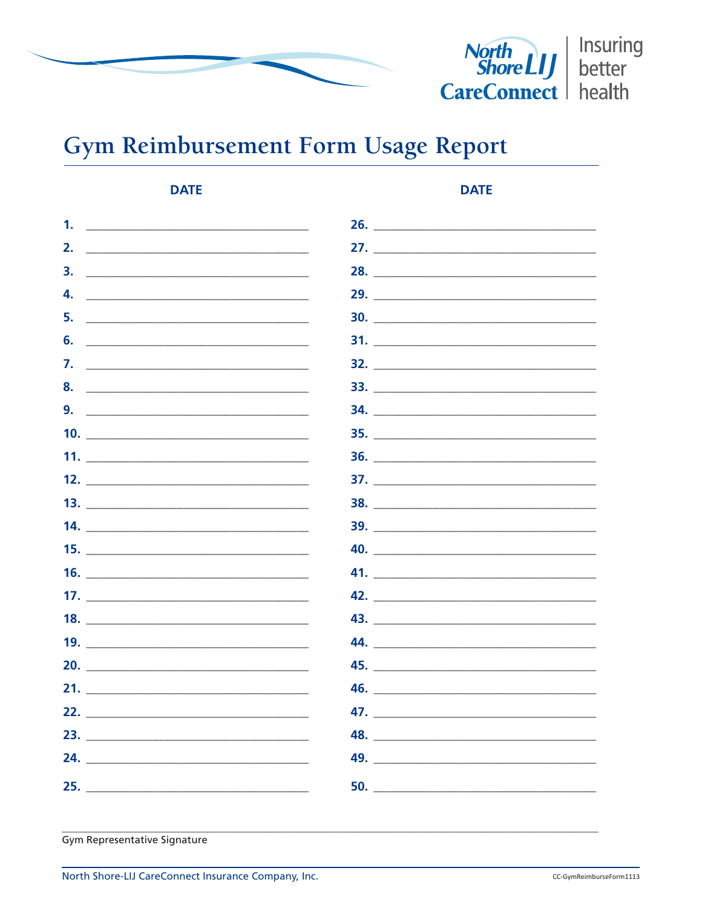North Shore LIJ CareConnect | Insuring better health

# Gym Reimbursement Form Usage Report

| DATE | DATE |
|---|---|
| 1. ______________________ | 26. ______________________ |
| 2. ______________________ | 27. ______________________ |
| 3. ______________________ | 28. ______________________ |
| 4. ______________________ | 29. ______________________ |
| 5. ______________________ | 30. ______________________ |
| 6. ______________________ | 31. ______________________ |
| 7. ______________________ | 32. ______________________ |
| 8. ______________________ | 33. ______________________ |
| 9. ______________________ | 34. ______________________ |
| 10. ______________________ | 35. ______________________ |
| 11. ______________________ | 36. ______________________ |
| 12. ______________________ | 37. ______________________ |
| 13. ______________________ | 38. ______________________ |
| 14. ______________________ | 39. ______________________ |
| 15. ______________________ | 40. ______________________ |
| 16. ______________________ | 41. ______________________ |
| 17. ______________________ | 42. ______________________ |
| 18. ______________________ | 43. ______________________ |
| 19. ______________________ | 44. ______________________ |
| 20. ______________________ | 45. ______________________ |
| 21. ______________________ | 46. ______________________ |
| 22. ______________________ | 47. ______________________ |
| 23. ______________________ | 48. ______________________ |
| 24. ______________________ | 49. ______________________ |
| 25. ______________________ | 50. ______________________ |

_______________________________________________

Gym Representative Signature

North Shore-LIJ CareConnect Insurance Company, Inc.

CC-GymReimburseForm1113